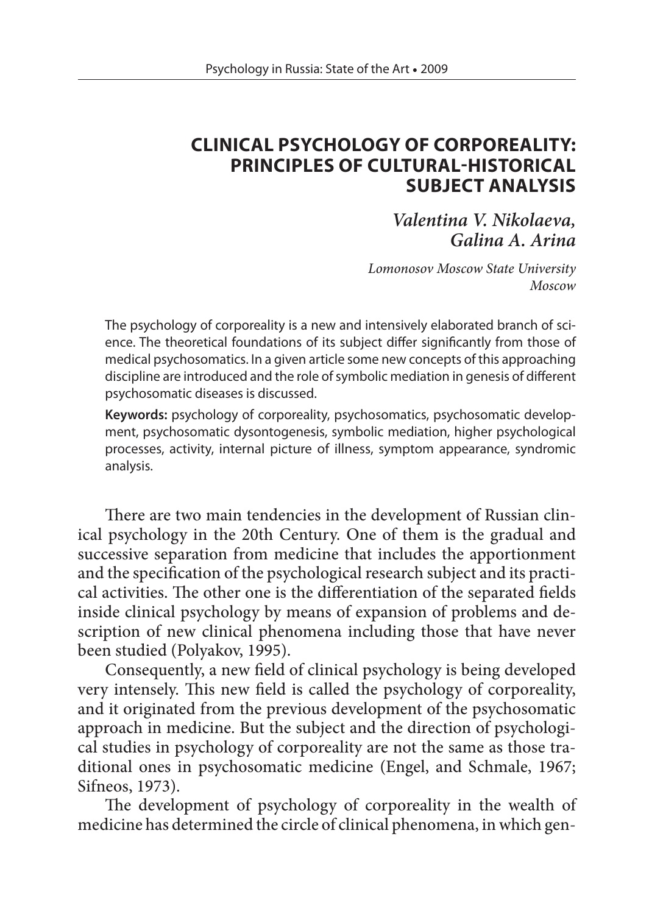# CLINICAL PSYCHOLOGY OF CORPOREALITY: PRINCIPLES OF CULTURAL-HISTORICAL SUBJECT ANALYSIS

*Valentina V. Nikolaeva, Galina A. Arina*

*Lomonosov Moscow State University*
*Moscow*

The psychology of corporeality is a new and intensively elaborated branch of science. The theoretical foundations of its subject differ significantly from those of medical psychosomatics. In a given article some new concepts of this approaching discipline are introduced and the role of symbolic mediation in genesis of different psychosomatic diseases is discussed.

**Keywords:** psychology of corporeality, psychosomatics, psychosomatic development, psychosomatic dysontogenesis, symbolic mediation, higher psychological processes, activity, internal picture of illness, symptom appearance, syndromic analysis.

There are two main tendencies in the development of Russian clinical psychology in the 20th Century. One of them is the gradual and successive separation from medicine that includes the apportionment and the specification of the psychological research subject and its practical activities. The other one is the differentiation of the separated fields inside clinical psychology by means of expansion of problems and description of new clinical phenomena including those that have never been studied (Polyakov, 1995).

Consequently, a new field of clinical psychology is being developed very intensely. This new field is called the psychology of corporeality, and it originated from the previous development of the psychosomatic approach in medicine. But the subject and the direction of psychological studies in psychology of corporeality are not the same as those traditional ones in psychosomatic medicine (Engel, and Schmale, 1967; Sifneos, 1973).

The development of psychology of corporeality in the wealth of medicine has determined the circle of clinical phenomena, in which gen-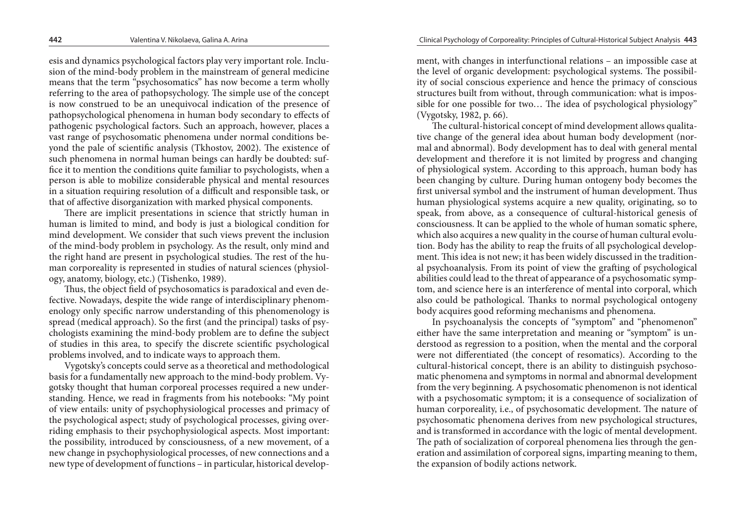esis and dynamics psychological factors play very important role. Inclusion of the mind-body problem in the mainstream of general medicine means that the term "psychosomatics" has now become a term wholly referring to the area of pathopsychology. The simple use of the concept is now construed to be an unequivocal indication of the presence of pathopsychological phenomena in human body secondary to effects of pathogenic psychological factors. Such an approach, however, places a vast range of psychosomatic phenomena under normal conditions beyond the pale of scientific analysis (Tkhostov, 2002). The existence of such phenomena in normal human beings can hardly be doubted: suffice it to mention the conditions quite familiar to psychologists, when a person is able to mobilize considerable physical and mental resources in a situation requiring resolution of a difficult and responsible task, or that of affective disorganization with marked physical components.

There are implicit presentations in science that strictly human in human is limited to mind, and body is just a biological condition for mind development. We consider that such views prevent the inclusion of the mind-body problem in psychology. As the result, only mind and the right hand are present in psychological studies. The rest of the human corporeality is represented in studies of natural sciences (physiology, anatomy, biology, etc.) (Tishenko, 1989).

Thus, the object field of psychosomatics is paradoxical and even defective. Nowadays, despite the wide range of interdisciplinary phenomenology only specific narrow understanding of this phenomenology is spread (medical approach). So the first (and the principal) tasks of psychologists examining the mind-body problem are to define the subject of studies in this area, to specify the discrete scientific psychological problems involved, and to indicate ways to approach them.

Vygotsky's concepts could serve as a theoretical and methodological basis for a fundamentally new approach to the mind-body problem. Vygotsky thought that human corporeal processes required a new understanding. Hence, we read in fragments from his notebooks: "My point of view entails: unity of psychophysiological processes and primacy of the psychological aspect; study of psychological processes, giving overriding emphasis to their psychophysiological aspects. Most important: the possibility, introduced by consciousness, of a new movement, of a new change in psychophysiological processes, of new connections and a new type of development of functions – in particular, historical development, with changes in interfunctional relations – an impossible case at the level of organic development: psychological systems. The possibility of social conscious experience and hence the primacy of conscious structures built from without, through communication: what is impossible for one possible for two… The idea of psychological physiology" (Vygotsky, 1982, p. 66).

The cultural-historical concept of mind development allows qualitative change of the general idea about human body development (normal and abnormal). Body development has to deal with general mental development and therefore it is not limited by progress and changing of physiological system. According to this approach, human body has been changing by culture. During human ontogeny body becomes the first universal symbol and the instrument of human development. Thus human physiological systems acquire a new quality, originating, so to speak, from above, as a consequence of cultural-historical genesis of consciousness. It can be applied to the whole of human somatic sphere, which also acquires a new quality in the course of human cultural evolution. Body has the ability to reap the fruits of all psychological development. This idea is not new; it has been widely discussed in the traditional psychoanalysis. From its point of view the grafting of psychological abilities could lead to the threat of appearance of a psychosomatic symptom, and science here is an interference of mental into corporal, which also could be pathological. Thanks to normal psychological ontogeny body acquires good reforming mechanisms and phenomena.

In psychoanalysis the concepts of "symptom" and "phenomenon" either have the same interpretation and meaning or "symptom" is understood as regression to a position, when the mental and the corporal were not differentiated (the concept of resomatics). According to the cultural-historical concept, there is an ability to distinguish psychosomatic phenomena and symptoms in normal and abnormal development from the very beginning. A psychosomatic phenomenon is not identical with a psychosomatic symptom; it is a consequence of socialization of human corporeality, i.e., of psychosomatic development. The nature of psychosomatic phenomena derives from new psychological structures, and is transformed in accordance with the logic of mental development. The path of socialization of corporeal phenomena lies through the generation and assimilation of corporeal signs, imparting meaning to them, the expansion of bodily actions network.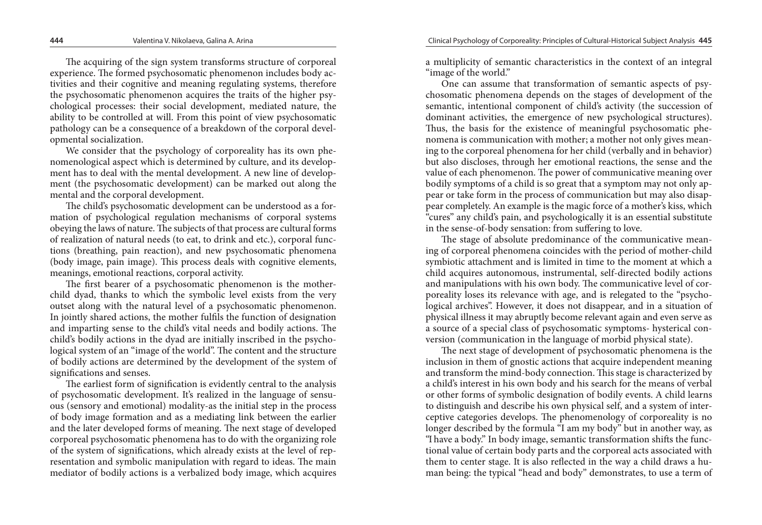The acquiring of the sign system transforms structure of corporeal experience. The formed psychosomatic phenomenon includes body activities and their cognitive and meaning regulating systems, therefore the psychosomatic phenomenon acquires the traits of the higher psychological processes: their social development, mediated nature, the ability to be controlled at will. From this point of view psychosomatic pathology can be a consequence of a breakdown of the corporal developmental socialization.

We consider that the psychology of corporeality has its own phenomenological aspect which is determined by culture, and its development has to deal with the mental development. A new line of development (the psychosomatic development) can be marked out along the mental and the corporal development.

The child's psychosomatic development can be understood as a formation of psychological regulation mechanisms of corporal systems obeying the laws of nature. The subjects of that process are cultural forms of realization of natural needs (to eat, to drink and etc.), corporal functions (breathing, pain reaction), and new psychosomatic phenomena (body image, pain image). This process deals with cognitive elements, meanings, emotional reactions, corporal activity.

The first bearer of a psychosomatic phenomenon is the mother-child dyad, thanks to which the symbolic level exists from the very outset along with the natural level of a psychosomatic phenomenon. In jointly shared actions, the mother fulfils the function of designation and imparting sense to the child's vital needs and bodily actions. The child's bodily actions in the dyad are initially inscribed in the psychological system of an "image of the world". The content and the structure of bodily actions are determined by the development of the system of significations and senses.

The earliest form of signification is evidently central to the analysis of psychosomatic development. It's realized in the language of sensuous (sensory and emotional) modality-as the initial step in the process of body image formation and as a mediating link between the earlier and the later developed forms of meaning. The next stage of developed corporeal psychosomatic phenomena has to do with the organizing role of the system of significations, which already exists at the level of representation and symbolic manipulation with regard to ideas. The main mediator of bodily actions is a verbalized body image, which acquires a multiplicity of semantic characteristics in the context of an integral "image of the world."

One can assume that transformation of semantic aspects of psychosomatic phenomena depends on the stages of development of the semantic, intentional component of child's activity (the succession of dominant activities, the emergence of new psychological structures). Thus, the basis for the existence of meaningful psychosomatic phenomena is communication with mother; a mother not only gives meaning to the corporeal phenomena for her child (verbally and in behavior) but also discloses, through her emotional reactions, the sense and the value of each phenomenon. The power of communicative meaning over bodily symptoms of a child is so great that a symptom may not only appear or take form in the process of communication but may also disappear completely. An example is the magic force of a mother's kiss, which "cures" any child's pain, and psychologically it is an essential substitute in the sense-of-body sensation: from suffering to love.

The stage of absolute predominance of the communicative meaning of corporeal phenomena coincides with the period of mother-child symbiotic attachment and is limited in time to the moment at which a child acquires autonomous, instrumental, self-directed bodily actions and manipulations with his own body. The communicative level of corporeality loses its relevance with age, and is relegated to the "psychological archives". However, it does not disappear, and in a situation of physical illness it may abruptly become relevant again and even serve as a source of a special class of psychosomatic symptoms- hysterical conversion (communication in the language of morbid physical state).

The next stage of development of psychosomatic phenomena is the inclusion in them of gnostic actions that acquire independent meaning and transform the mind-body connection. This stage is characterized by a child's interest in his own body and his search for the means of verbal or other forms of symbolic designation of bodily events. A child learns to distinguish and describe his own physical self, and a system of interceptive categories develops. The phenomenology of corporeality is no longer described by the formula "I am my body" but in another way, as "I have a body." In body image, semantic transformation shifts the functional value of certain body parts and the corporeal acts associated with them to center stage. It is also reflected in the way a child draws a human being: the typical "head and body" demonstrates, to use a term of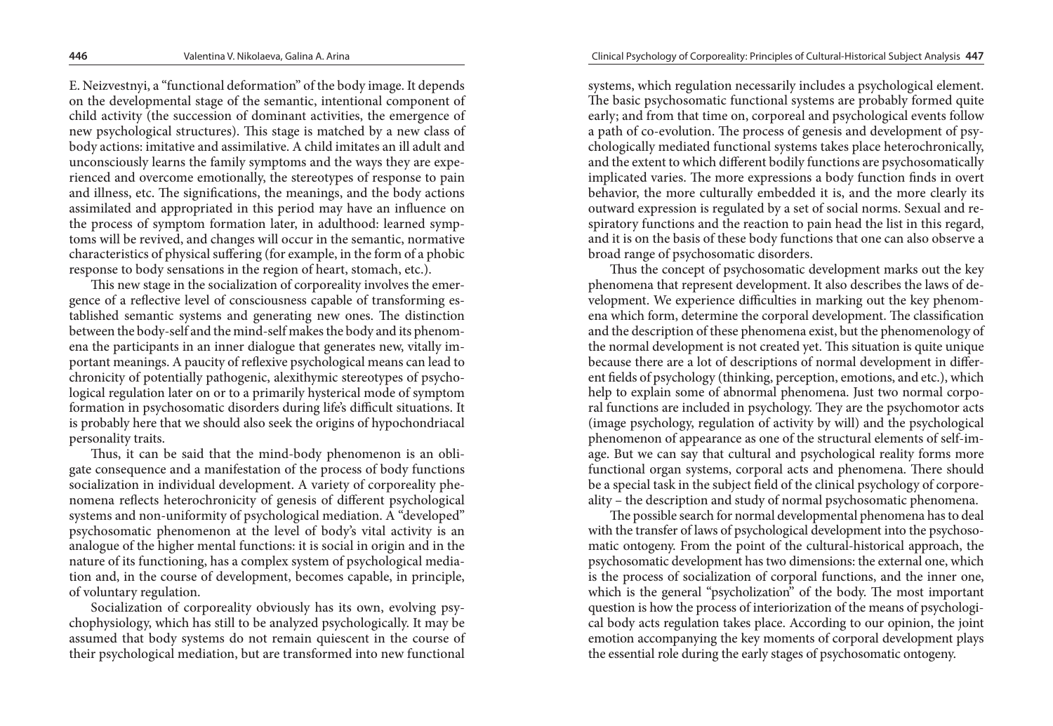E. Neizvestnyi, a "functional deformation" of the body image. It depends on the developmental stage of the semantic, intentional component of child activity (the succession of dominant activities, the emergence of new psychological structures). This stage is matched by a new class of body actions: imitative and assimilative. A child imitates an ill adult and unconsciously learns the family symptoms and the ways they are experienced and overcome emotionally, the stereotypes of response to pain and illness, etc. The significations, the meanings, and the body actions assimilated and appropriated in this period may have an influence on the process of symptom formation later, in adulthood: learned symptoms will be revived, and changes will occur in the semantic, normative characteristics of physical suffering (for example, in the form of a phobic response to body sensations in the region of heart, stomach, etc.).

This new stage in the socialization of corporeality involves the emergence of a reflective level of consciousness capable of transforming established semantic systems and generating new ones. The distinction between the body-self and the mind-self makes the body and its phenomena the participants in an inner dialogue that generates new, vitally important meanings. A paucity of reflexive psychological means can lead to chronicity of potentially pathogenic, alexithymic stereotypes of psychological regulation later on or to a primarily hysterical mode of symptom formation in psychosomatic disorders during life's difficult situations. It is probably here that we should also seek the origins of hypochondriacal personality traits.

Thus, it can be said that the mind-body phenomenon is an obligate consequence and a manifestation of the process of body functions socialization in individual development. A variety of corporeality phenomena reflects heterochronicity of genesis of different psychological systems and non-uniformity of psychological mediation. A "developed" psychosomatic phenomenon at the level of body's vital activity is an analogue of the higher mental functions: it is social in origin and in the nature of its functioning, has a complex system of psychological mediation and, in the course of development, becomes capable, in principle, of voluntary regulation.

Socialization of corporeality obviously has its own, evolving psychophysiology, which has still to be analyzed psychologically. It may be assumed that body systems do not remain quiescent in the course of their psychological mediation, but are transformed into new functional systems, which regulation necessarily includes a psychological element. The basic psychosomatic functional systems are probably formed quite early; and from that time on, corporeal and psychological events follow a path of co-evolution. The process of genesis and development of psychologically mediated functional systems takes place heterochronically, and the extent to which different bodily functions are psychosomatically implicated varies. The more expressions a body function finds in overt behavior, the more culturally embedded it is, and the more clearly its outward expression is regulated by a set of social norms. Sexual and respiratory functions and the reaction to pain head the list in this regard, and it is on the basis of these body functions that one can also observe a broad range of psychosomatic disorders.

Thus the concept of psychosomatic development marks out the key phenomena that represent development. It also describes the laws of development. We experience difficulties in marking out the key phenomena which form, determine the corporal development. The classification and the description of these phenomena exist, but the phenomenology of the normal development is not created yet. This situation is quite unique because there are a lot of descriptions of normal development in different fields of psychology (thinking, perception, emotions, and etc.), which help to explain some of abnormal phenomena. Just two normal corporal functions are included in psychology. They are the psychomotor acts (image psychology, regulation of activity by will) and the psychological phenomenon of appearance as one of the structural elements of self-image. But we can say that cultural and psychological reality forms more functional organ systems, corporal acts and phenomena. There should be a special task in the subject field of the clinical psychology of corporeality – the description and study of normal psychosomatic phenomena.

The possible search for normal developmental phenomena has to deal with the transfer of laws of psychological development into the psychosomatic ontogeny. From the point of the cultural-historical approach, the psychosomatic development has two dimensions: the external one, which is the process of socialization of corporal functions, and the inner one, which is the general "psycholization" of the body. The most important question is how the process of interiorization of the means of psychological body acts regulation takes place. According to our opinion, the joint emotion accompanying the key moments of corporal development plays the essential role during the early stages of psychosomatic ontogeny.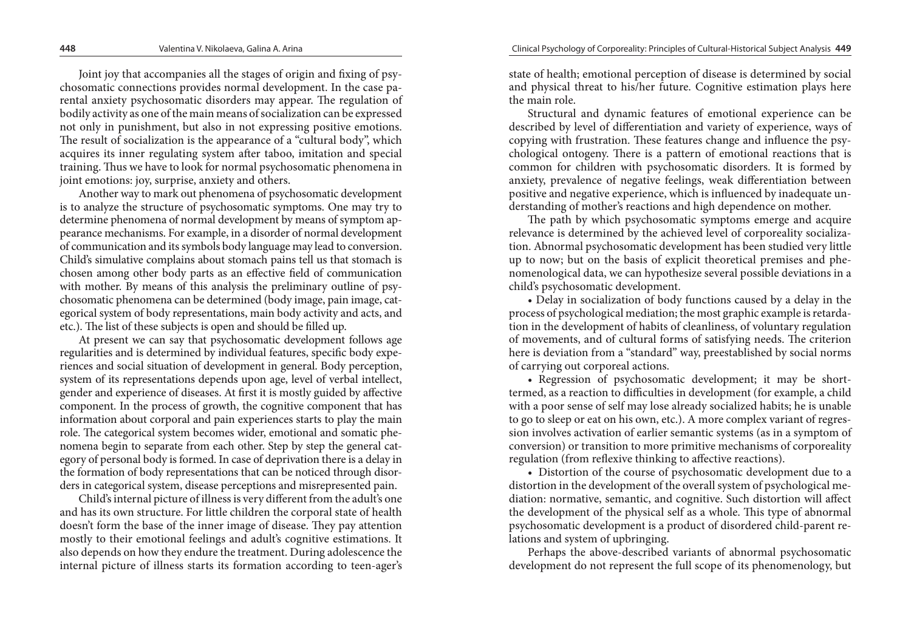Joint joy that accompanies all the stages of origin and fixing of psychosomatic connections provides normal development. In the case parental anxiety psychosomatic disorders may appear. The regulation of bodily activity as one of the main means of socialization can be expressed not only in punishment, but also in not expressing positive emotions. The result of socialization is the appearance of a "cultural body", which acquires its inner regulating system after taboo, imitation and special training. Thus we have to look for normal psychosomatic phenomena in joint emotions: joy, surprise, anxiety and others.

Another way to mark out phenomena of psychosomatic development is to analyze the structure of psychosomatic symptoms. One may try to determine phenomena of normal development by means of symptom appearance mechanisms. For example, in a disorder of normal development of communication and its symbols body language may lead to conversion. Child's simulative complains about stomach pains tell us that stomach is chosen among other body parts as an effective field of communication with mother. By means of this analysis the preliminary outline of psychosomatic phenomena can be determined (body image, pain image, categorical system of body representations, main body activity and acts, and etc.). The list of these subjects is open and should be filled up.

At present we can say that psychosomatic development follows age regularities and is determined by individual features, specific body experiences and social situation of development in general. Body perception, system of its representations depends upon age, level of verbal intellect, gender and experience of diseases. At first it is mostly guided by affective component. In the process of growth, the cognitive component that has information about corporal and pain experiences starts to play the main role. The categorical system becomes wider, emotional and somatic phenomena begin to separate from each other. Step by step the general category of personal body is formed. In case of deprivation there is a delay in the formation of body representations that can be noticed through disorders in categorical system, disease perceptions and misrepresented pain.

Child's internal picture of illness is very different from the adult's one and has its own structure. For little children the corporal state of health doesn't form the base of the inner image of disease. They pay attention mostly to their emotional feelings and adult's cognitive estimations. It also depends on how they endure the treatment. During adolescence the internal picture of illness starts its formation according to teen-ager's state of health; emotional perception of disease is determined by social and physical threat to his/her future. Cognitive estimation plays here the main role.

Structural and dynamic features of emotional experience can be described by level of differentiation and variety of experience, ways of copying with frustration. These features change and influence the psychological ontogeny. There is a pattern of emotional reactions that is common for children with psychosomatic disorders. It is formed by anxiety, prevalence of negative feelings, weak differentiation between positive and negative experience, which is influenced by inadequate understanding of mother's reactions and high dependence on mother.

The path by which psychosomatic symptoms emerge and acquire relevance is determined by the achieved level of corporeality socialization. Abnormal psychosomatic development has been studied very little up to now; but on the basis of explicit theoretical premises and phenomenological data, we can hypothesize several possible deviations in a child's psychosomatic development.

- Delay in socialization of body functions caused by a delay in the process of psychological mediation; the most graphic example is retardation in the development of habits of cleanliness, of voluntary regulation of movements, and of cultural forms of satisfying needs. The criterion here is deviation from a "standard" way, preestablished by social norms of carrying out corporeal actions.

- Regression of psychosomatic development; it may be short-termed, as a reaction to difficulties in development (for example, a child with a poor sense of self may lose already socialized habits; he is unable to go to sleep or eat on his own, etc.). A more complex variant of regression involves activation of earlier semantic systems (as in a symptom of conversion) or transition to more primitive mechanisms of corporeality regulation (from reflexive thinking to affective reactions).

- Distortion of the course of psychosomatic development due to a distortion in the development of the overall system of psychological mediation: normative, semantic, and cognitive. Such distortion will affect the development of the physical self as a whole. This type of abnormal psychosomatic development is a product of disordered child-parent relations and system of upbringing.

Perhaps the above-described variants of abnormal psychosomatic development do not represent the full scope of its phenomenology, but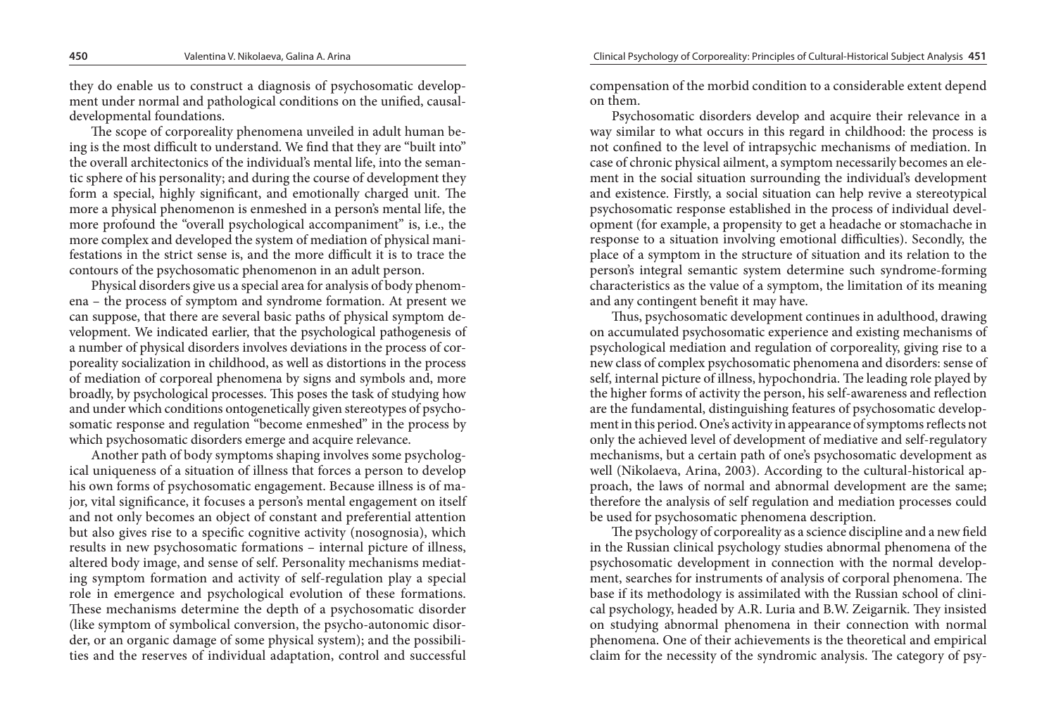they do enable us to construct a diagnosis of psychosomatic development under normal and pathological conditions on the unified, causal-developmental foundations.

The scope of corporeality phenomena unveiled in adult human being is the most difficult to understand. We find that they are "built into" the overall architectonics of the individual's mental life, into the semantic sphere of his personality; and during the course of development they form a special, highly significant, and emotionally charged unit. The more a physical phenomenon is enmeshed in a person's mental life, the more profound the "overall psychological accompaniment" is, i.e., the more complex and developed the system of mediation of physical manifestations in the strict sense is, and the more difficult it is to trace the contours of the psychosomatic phenomenon in an adult person.

Physical disorders give us a special area for analysis of body phenomena – the process of symptom and syndrome formation. At present we can suppose, that there are several basic paths of physical symptom development. We indicated earlier, that the psychological pathogenesis of a number of physical disorders involves deviations in the process of corporeality socialization in childhood, as well as distortions in the process of mediation of corporeal phenomena by signs and symbols and, more broadly, by psychological processes. This poses the task of studying how and under which conditions ontogenetically given stereotypes of psychosomatic response and regulation "become enmeshed" in the process by which psychosomatic disorders emerge and acquire relevance.

Another path of body symptoms shaping involves some psychological uniqueness of a situation of illness that forces a person to develop his own forms of psychosomatic engagement. Because illness is of major, vital significance, it focuses a person's mental engagement on itself and not only becomes an object of constant and preferential attention but also gives rise to a specific cognitive activity (nosognosia), which results in new psychosomatic formations – internal picture of illness, altered body image, and sense of self. Personality mechanisms mediating symptom formation and activity of self-regulation play a special role in emergence and psychological evolution of these formations. These mechanisms determine the depth of a psychosomatic disorder (like symptom of symbolical conversion, the psycho-autonomic disorder, or an organic damage of some physical system); and the possibilities and the reserves of individual adaptation, control and successful compensation of the morbid condition to a considerable extent depend on them.

Psychosomatic disorders develop and acquire their relevance in a way similar to what occurs in this regard in childhood: the process is not confined to the level of intrapsychic mechanisms of mediation. In case of chronic physical ailment, a symptom necessarily becomes an element in the social situation surrounding the individual's development and existence. Firstly, a social situation can help revive a stereotypical psychosomatic response established in the process of individual development (for example, a propensity to get a headache or stomachache in response to a situation involving emotional difficulties). Secondly, the place of a symptom in the structure of situation and its relation to the person's integral semantic system determine such syndrome-forming characteristics as the value of a symptom, the limitation of its meaning and any contingent benefit it may have.

Thus, psychosomatic development continues in adulthood, drawing on accumulated psychosomatic experience and existing mechanisms of psychological mediation and regulation of corporeality, giving rise to a new class of complex psychosomatic phenomena and disorders: sense of self, internal picture of illness, hypochondria. The leading role played by the higher forms of activity the person, his self-awareness and reflection are the fundamental, distinguishing features of psychosomatic development in this period. One's activity in appearance of symptoms reflects not only the achieved level of development of mediative and self-regulatory mechanisms, but a certain path of one's psychosomatic development as well (Nikolaeva, Arina, 2003). According to the cultural-historical approach, the laws of normal and abnormal development are the same; therefore the analysis of self regulation and mediation processes could be used for psychosomatic phenomena description.

The psychology of corporeality as a science discipline and a new field in the Russian clinical psychology studies abnormal phenomena of the psychosomatic development in connection with the normal development, searches for instruments of analysis of corporal phenomena. The base if its methodology is assimilated with the Russian school of clinical psychology, headed by A.R. Luria and B.W. Zeigarnik. They insisted on studying abnormal phenomena in their connection with normal phenomena. One of their achievements is the theoretical and empirical claim for the necessity of the syndromic analysis. The category of psy-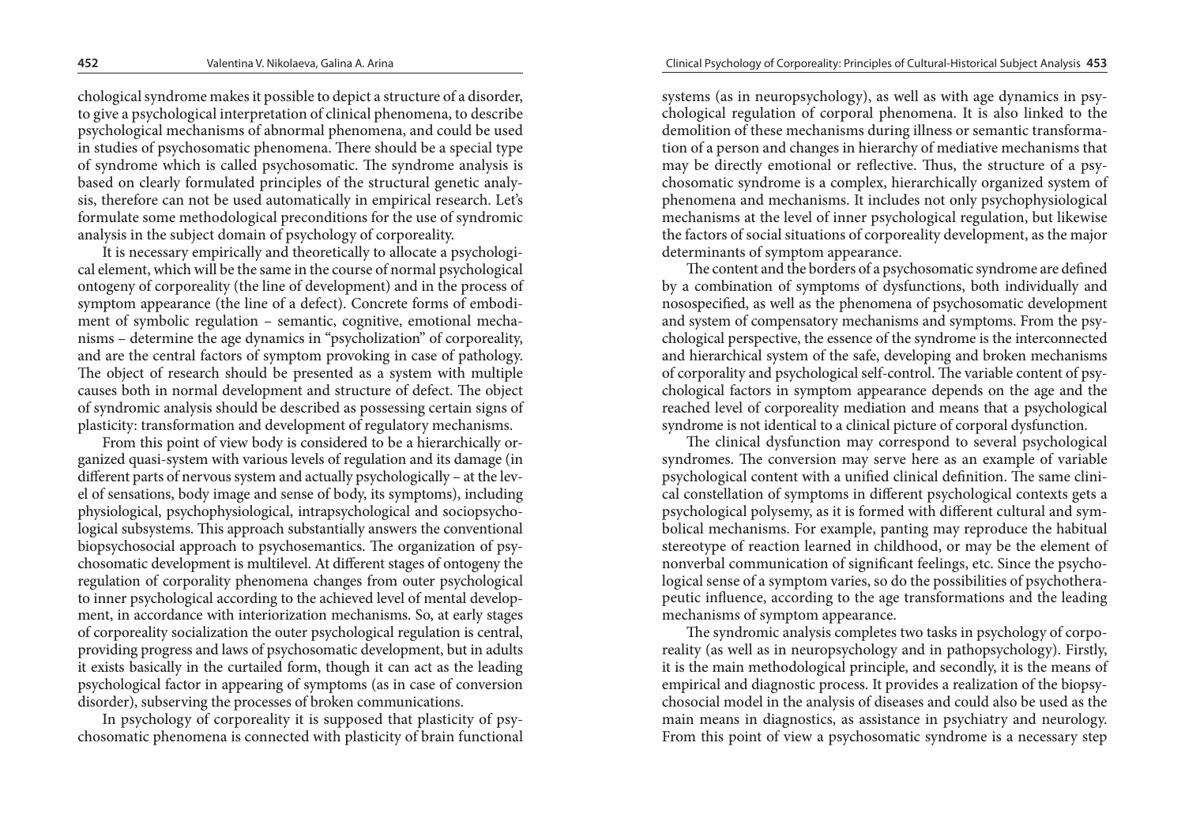chological syndrome makes it possible to depict a structure of a disorder, to give a psychological interpretation of clinical phenomena, to describe psychological mechanisms of abnormal phenomena, and could be used in studies of psychosomatic phenomena. There should be a special type of syndrome which is called psychosomatic. The syndrome analysis is based on clearly formulated principles of the structural genetic analysis, therefore can not be used automatically in empirical research. Let's formulate some methodological preconditions for the use of syndromic analysis in the subject domain of psychology of corporeality.

It is necessary empirically and theoretically to allocate a psychological element, which will be the same in the course of normal psychological ontogeny of corporeality (the line of development) and in the process of symptom appearance (the line of a defect). Concrete forms of embodiment of symbolic regulation – semantic, cognitive, emotional mechanisms – determine the age dynamics in "psycholization" of corporeality, and are the central factors of symptom provoking in case of pathology. The object of research should be presented as a system with multiple causes both in normal development and structure of defect. The object of syndromic analysis should be described as possessing certain signs of plasticity: transformation and development of regulatory mechanisms.

From this point of view body is considered to be a hierarchically organized quasi-system with various levels of regulation and its damage (in different parts of nervous system and actually psychologically – at the level of sensations, body image and sense of body, its symptoms), including physiological, psychophysiological, intrapsychological and sociopsychological subsystems. This approach substantially answers the conventional biopsychosocial approach to psychosemantics. The organization of psychosomatic development is multilevel. At different stages of ontogeny the regulation of corporality phenomena changes from outer psychological to inner psychological according to the achieved level of mental development, in accordance with interiorization mechanisms. So, at early stages of corporeality socialization the outer psychological regulation is central, providing progress and laws of psychosomatic development, but in adults it exists basically in the curtailed form, though it can act as the leading psychological factor in appearing of symptoms (as in case of conversion disorder), subserving the processes of broken communications.

In psychology of corporeality it is supposed that plasticity of psychosomatic phenomena is connected with plasticity of brain functional systems (as in neuropsychology), as well as with age dynamics in psychological regulation of corporal phenomena. It is also linked to the demolition of these mechanisms during illness or semantic transformation of a person and changes in hierarchy of mediative mechanisms that may be directly emotional or reflective. Thus, the structure of a psychosomatic syndrome is a complex, hierarchically organized system of phenomena and mechanisms. It includes not only psychophysiological mechanisms at the level of inner psychological regulation, but likewise the factors of social situations of corporeality development, as the major determinants of symptom appearance.

The content and the borders of a psychosomatic syndrome are defined by a combination of symptoms of dysfunctions, both individually and nosospecified, as well as the phenomena of psychosomatic development and system of compensatory mechanisms and symptoms. From the psychological perspective, the essence of the syndrome is the interconnected and hierarchical system of the safe, developing and broken mechanisms of corporality and psychological self-control. The variable content of psychological factors in symptom appearance depends on the age and the reached level of corporeality mediation and means that a psychological syndrome is not identical to a clinical picture of corporal dysfunction.

The clinical dysfunction may correspond to several psychological syndromes. The conversion may serve here as an example of variable psychological content with a unified clinical definition. The same clinical constellation of symptoms in different psychological contexts gets a psychological polysemy, as it is formed with different cultural and symbolical mechanisms. For example, panting may reproduce the habitual stereotype of reaction learned in childhood, or may be the element of nonverbal communication of significant feelings, etc. Since the psychological sense of a symptom varies, so do the possibilities of psychotherapeutic influence, according to the age transformations and the leading mechanisms of symptom appearance.

The syndromic analysis completes two tasks in psychology of corporeality (as well as in neuropsychology and in pathopsychology). Firstly, it is the main methodological principle, and secondly, it is the means of empirical and diagnostic process. It provides a realization of the biopsychosocial model in the analysis of diseases and could also be used as the main means in diagnostics, as assistance in psychiatry and neurology. From this point of view a psychosomatic syndrome is a necessary step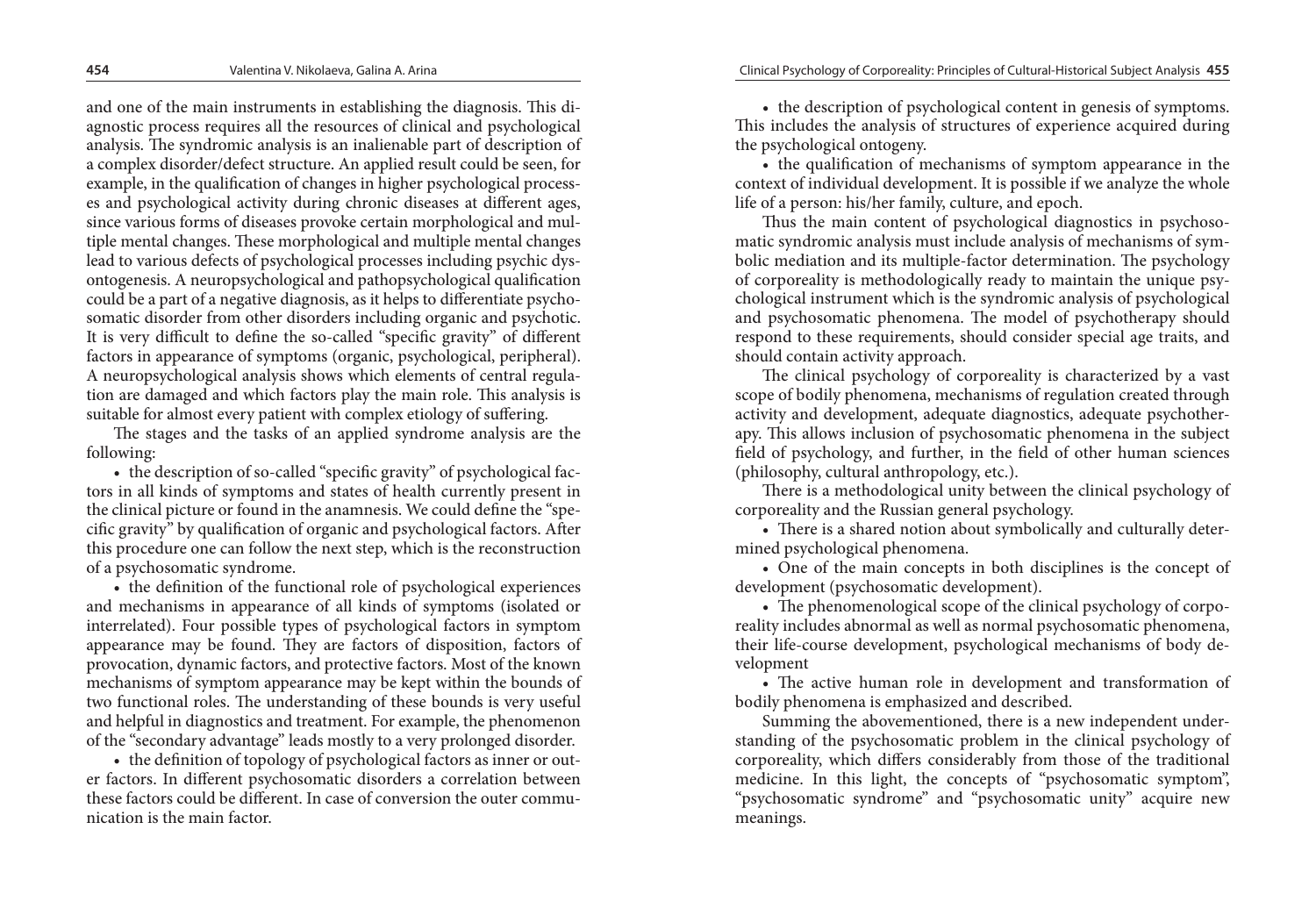and one of the main instruments in establishing the diagnosis. This diagnostic process requires all the resources of clinical and psychological analysis. The syndromic analysis is an inalienable part of description of a complex disorder/defect structure. An applied result could be seen, for example, in the qualification of changes in higher psychological processes and psychological activity during chronic diseases at different ages, since various forms of diseases provoke certain morphological and multiple mental changes. These morphological and multiple mental changes lead to various defects of psychological processes including psychic dysontogenesis. A neuropsychological and pathopsychological qualification could be a part of a negative diagnosis, as it helps to differentiate psychosomatic disorder from other disorders including organic and psychotic. It is very difficult to define the so-called "specific gravity" of different factors in appearance of symptoms (organic, psychological, peripheral). A neuropsychological analysis shows which elements of central regulation are damaged and which factors play the main role. This analysis is suitable for almost every patient with complex etiology of suffering.

The stages and the tasks of an applied syndrome analysis are the following:

- the description of so-called "specific gravity" of psychological factors in all kinds of symptoms and states of health currently present in the clinical picture or found in the anamnesis. We could define the "specific gravity" by qualification of organic and psychological factors. After this procedure one can follow the next step, which is the reconstruction of a psychosomatic syndrome.
- the definition of the functional role of psychological experiences and mechanisms in appearance of all kinds of symptoms (isolated or interrelated). Four possible types of psychological factors in symptom appearance may be found. They are factors of disposition, factors of provocation, dynamic factors, and protective factors. Most of the known mechanisms of symptom appearance may be kept within the bounds of two functional roles. The understanding of these bounds is very useful and helpful in diagnostics and treatment. For example, the phenomenon of the "secondary advantage" leads mostly to a very prolonged disorder.
- the definition of topology of psychological factors as inner or outer factors. In different psychosomatic disorders a correlation between these factors could be different. In case of conversion the outer communication is the main factor.
- the description of psychological content in genesis of symptoms. This includes the analysis of structures of experience acquired during the psychological ontogeny.
- the qualification of mechanisms of symptom appearance in the context of individual development. It is possible if we analyze the whole life of a person: his/her family, culture, and epoch.

Thus the main content of psychological diagnostics in psychosomatic syndromic analysis must include analysis of mechanisms of symbolic mediation and its multiple-factor determination. The psychology of corporeality is methodologically ready to maintain the unique psychological instrument which is the syndromic analysis of psychological and psychosomatic phenomena. The model of psychotherapy should respond to these requirements, should consider special age traits, and should contain activity approach.

The clinical psychology of corporeality is characterized by a vast scope of bodily phenomena, mechanisms of regulation created through activity and development, adequate diagnostics, adequate psychotherapy. This allows inclusion of psychosomatic phenomena in the subject field of psychology, and further, in the field of other human sciences (philosophy, cultural anthropology, etc.).

There is a methodological unity between the clinical psychology of corporeality and the Russian general psychology.

- There is a shared notion about symbolically and culturally determined psychological phenomena.
- One of the main concepts in both disciplines is the concept of development (psychosomatic development).
- The phenomenological scope of the clinical psychology of corporeality includes abnormal as well as normal psychosomatic phenomena, their life-course development, psychological mechanisms of body development
- The active human role in development and transformation of bodily phenomena is emphasized and described.

Summing the abovementioned, there is a new independent understanding of the psychosomatic problem in the clinical psychology of corporeality, which differs considerably from those of the traditional medicine. In this light, the concepts of "psychosomatic symptom", "psychosomatic syndrome" and "psychosomatic unity" acquire new meanings.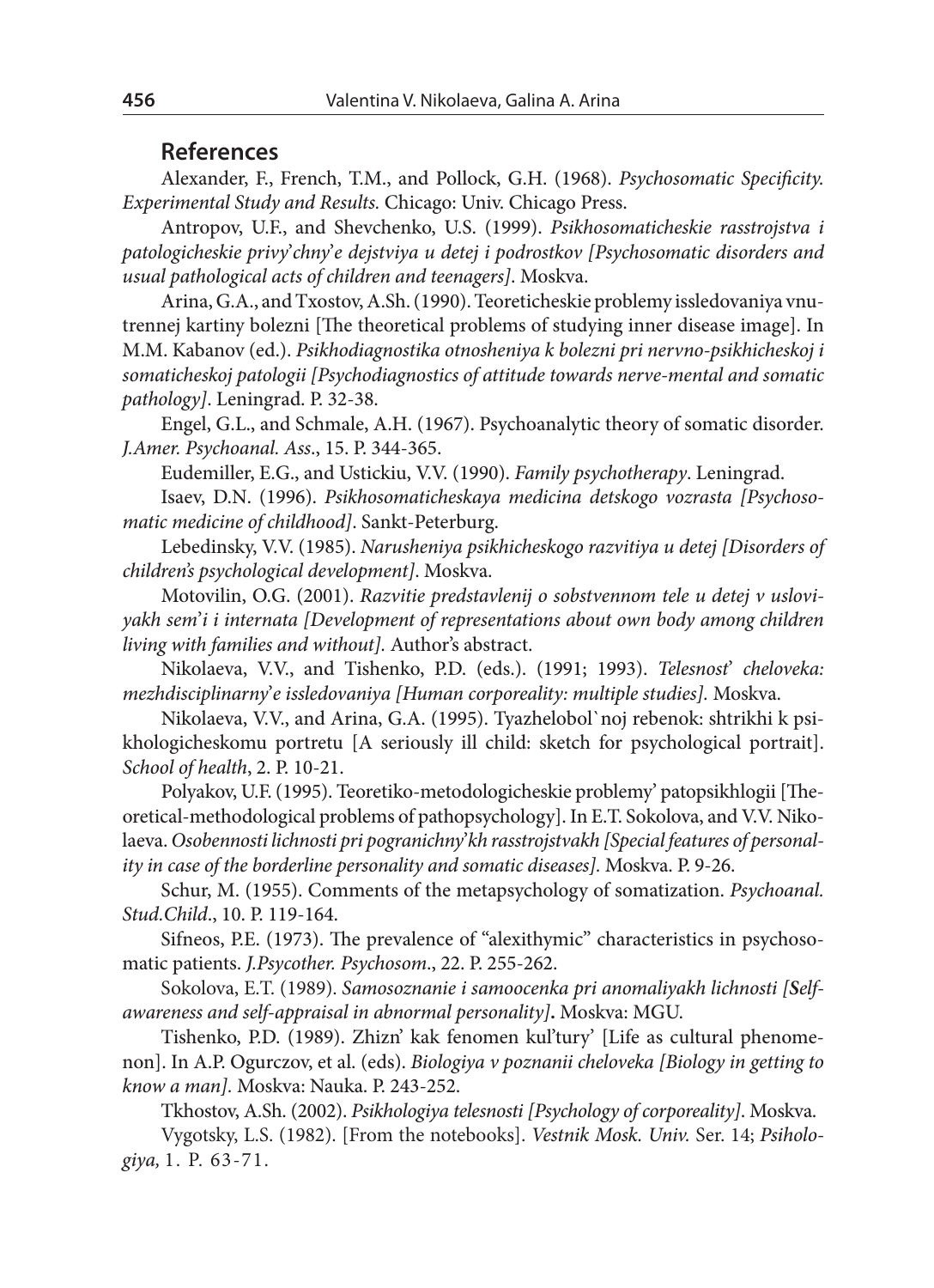## References

Alexander, F., French, T.M., and Pollock, G.H. (1968). *Psychosomatic Specificity. Experimental Study and Results.* Chicago: Univ. Chicago Press.

Antropov, U.F., and Shevchenko, U.S. (1999). *Psikhosomaticheskie rasstrojstva i patologicheskie privy'chny'e dejstviya u detej i podrostkov [Psychosomatic disorders and usual pathological acts of children and teenagers]*. Moskva.

Arina, G.A., and Txostov, A.Sh. (1990). Teoreticheskie problemy issledovaniya vnutrennej kartiny bolezni [The theoretical problems of studying inner disease image]. In M.M. Kabanov (ed.). *Psikhodiagnostika otnosheniya k bolezni pri nervno-psikhicheskoj i somaticheskoj patologii [Psychodiagnostics of attitude towards nerve-mental and somatic pathology]*. Leningrad. P. 32-38.

Engel, G.L., and Schmale, A.H. (1967). Psychoanalytic theory of somatic disorder. *J.Amer. Psychoanal. Ass.*, 15. P. 344-365.

Eudemiller, E.G., and Ustickiu, V.V. (1990). *Family psychotherapy*. Leningrad.

Isaev, D.N. (1996). *Psikhosomaticheskaya medicina detskogo vozrasta [Psychosomatic medicine of childhood]*. Sankt-Peterburg.

Lebedinsky, V.V. (1985). *Narusheniya psikhicheskogo razvitiya u detej [Disorders of children's psychological development]*. Moskva.

Motovilin, O.G. (2001). *Razvitie predstavlenij o sobstvennom tele u detej v usloviyakh sem'i i internata [Development of representations about own body among children living with families and without].* Author's abstract.

Nikolaeva, V.V., and Tishenko, P.D. (eds.). (1991; 1993). *Telesnost' cheloveka: mezhdisciplinarny'e issledovaniya [Human corporeality: multiple studies].* Moskva.

Nikolaeva, V.V., and Arina, G.A. (1995). Tyazhelobol`noj rebenok: shtrikhi k psikhologicheskomu portretu [A seriously ill child: sketch for psychological portrait]. *School of health*, 2. P. 10-21.

Polyakov, U.F. (1995). Teoretiko-metodologicheskie problemy' patopsikhlogii [Theoretical-methodological problems of pathopsychology]. In E.T. Sokolova, and V.V. Nikolaeva. *Osobennosti lichnosti pri pogranichny'kh rasstrojstvakh [Special features of personality in case of the borderline personality and somatic diseases].* Moskva. P. 9-26.

Schur, M. (1955). Comments of the metapsychology of somatization. *Psychoanal. Stud.Child.*, 10. P. 119-164.

Sifneos, P.E. (1973). The prevalence of "alexithymic" characteristics in psychosomatic patients. *J.Psycother. Psychosom.*, 22. P. 255-262.

Sokolova, E.T. (1989). *Samosoznanie i samoocenka pri anomaliyakh lichnosti [Self-awareness and self-appraisal in abnormal personality]***.** Moskva: MGU.

Tishenko, P.D. (1989). Zhizn' kak fenomen kul'tury' [Life as cultural phenomenon]. In A.P. Ogurczov, et al. (eds). *Biologiya v poznanii cheloveka [Biology in getting to know a man].* Moskva: Nauka. P. 243-252.

Tkhostov, A.Sh. (2002). *Psikhologiya telesnosti [Psychology of corporeality]*. Moskva.

Vygotsky, L.S. (1982). [From the notebooks]. *Vestnik Mosk. Univ.* Ser. 14; *Psihologiya,* 1. P. 63-71.